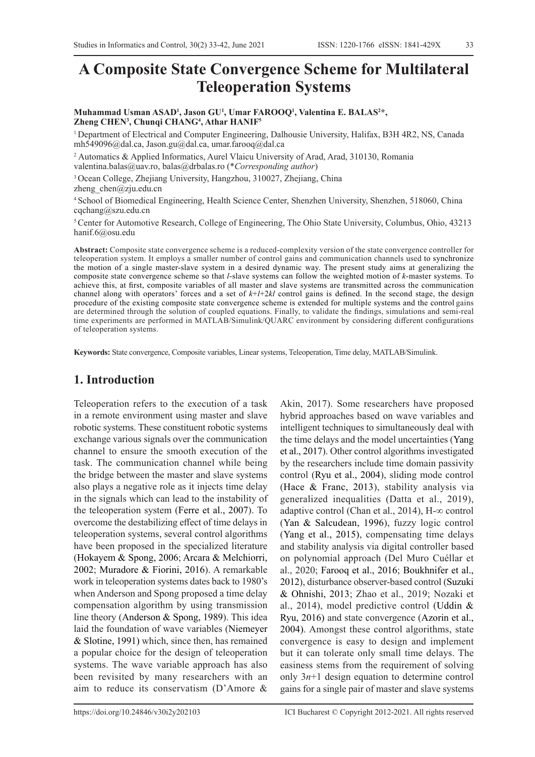# A Composite State Convergence Scheme for Multilateral Teleoperation Systems

**Muhammad Usman ASAD[1], Jason GU[1], Umar FAROOQ[1], Valentina E. BALAS[2]*, Zheng CHEN[3], Chunqi CHANG[4], Athar HANIF[5]**

[1] Department of Electrical and Computer Engineering, Dalhousie University, Halifax, B3H 4R2, NS, Canada
mh549096@dal.ca, Jason.gu@dal.ca, umar.farooq@dal.ca

[2] Automatics & Applied Informatics, Aurel Vlaicu University of Arad, Arad, 310130, Romania
valentina.balas@uav.ro, balas@drbalas.ro (**Corresponding author*)

[3] Ocean College, Zhejiang University, Hangzhou, 310027, Zhejiang, China
zheng_chen@zju.edu.cn

[4] School of Biomedical Engineering, Health Science Center, Shenzhen University, Shenzhen, 518060, China
cqchang@szu.edu.cn

[5] Center for Automotive Research, College of Engineering, The Ohio State University, Columbus, Ohio, 43213
hanif.6@osu.edu

**Abstract:** Composite state convergence scheme is a reduced-complexity version of the state convergence controller for teleoperation system. It employs a smaller number of control gains and communication channels used to synchronize the motion of a single master-slave system in a desired dynamic way. The present study aims at generalizing the composite state convergence scheme so that *l*-slave systems can follow the weighted motion of *k*-master systems. To achieve this, at first, composite variables of all master and slave systems are transmitted across the communication channel along with operators' forces and a set of $k+l+2kl$ control gains is defined. In the second stage, the design procedure of the existing composite state convergence scheme is extended for multiple systems and the control gains are determined through the solution of coupled equations. Finally, to validate the findings, simulations and semi-real time experiments are performed in MATLAB/Simulink/QUARC environment by considering different configurations of teleoperation systems.

**Keywords:** State convergence, Composite variables, Linear systems, Teleoperation, Time delay, MATLAB/Simulink.

## 1. Introduction

Teleoperation refers to the execution of a task in a remote environment using master and slave robotic systems. These constituent robotic systems exchange various signals over the communication channel to ensure the smooth execution of the task. The communication channel while being the bridge between the master and slave systems also plays a negative role as it injects time delay in the signals which can lead to the instability of the teleoperation system (Ferre et al., 2007). To overcome the destabilizing effect of time delays in teleoperation systems, several control algorithms have been proposed in the specialized literature (Hokayem & Spong, 2006; Arcara & Melchiorri, 2002; Muradore & Fiorini, 2016). A remarkable work in teleoperation systems dates back to 1980's when Anderson and Spong proposed a time delay compensation algorithm by using transmission line theory (Anderson & Spong, 1989). This idea laid the foundation of wave variables (Niemeyer & Slotine, 1991) which, since then, has remained a popular choice for the design of teleoperation systems. The wave variable approach has also been revisited by many researchers with an aim to reduce its conservatism (D'Amore & Akin, 2017). Some researchers have proposed hybrid approaches based on wave variables and intelligent techniques to simultaneously deal with the time delays and the model uncertainties (Yang et al., 2017). Other control algorithms investigated by the researchers include time domain passivity control (Ryu et al., 2004), sliding mode control (Hace & Franc, 2013), stability analysis via generalized inequalities (Datta et al., 2019), adaptive control (Chan et al., 2014), H-∞ control (Yan & Salcudean, 1996), fuzzy logic control (Yang et al., 2015), compensating time delays and stability analysis via digital controller based on polynomial approach (Del Muro Cuéllar et al., 2020; Farooq et al., 2016; Boukhnifer et al., 2012), disturbance observer-based control (Suzuki & Ohnishi, 2013; Zhao et al., 2019; Nozaki et al., 2014), model predictive control (Uddin & Ryu, 2016) and state convergence (Azorin et al., 2004). Amongst these control algorithms, state convergence is easy to design and implement but it can tolerate only small time delays. The easiness stems from the requirement of solving only $3n+1$ design equation to determine control gains for a single pair of master and slave systems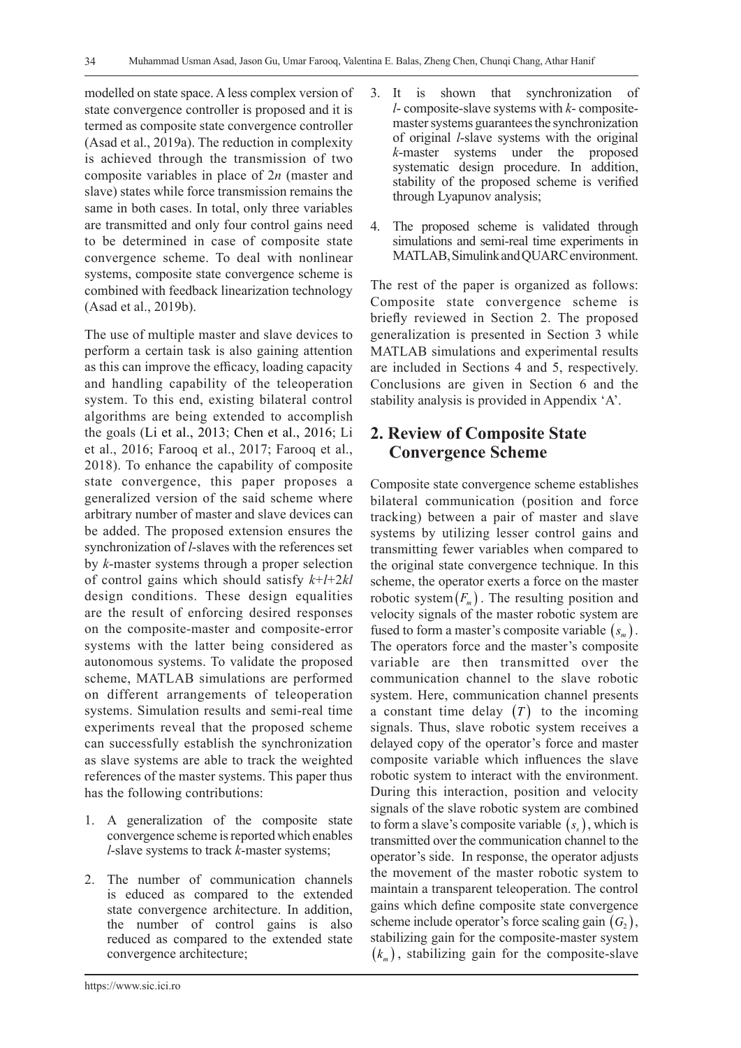modelled on state space. A less complex version of state convergence controller is proposed and it is termed as composite state convergence controller (Asad et al., 2019a). The reduction in complexity is achieved through the transmission of two composite variables in place of $2n$ (master and slave) states while force transmission remains the same in both cases. In total, only three variables are transmitted and only four control gains need to be determined in case of composite state convergence scheme. To deal with nonlinear systems, composite state convergence scheme is combined with feedback linearization technology (Asad et al., 2019b).

The use of multiple master and slave devices to perform a certain task is also gaining attention as this can improve the efficacy, loading capacity and handling capability of the teleoperation system. To this end, existing bilateral control algorithms are being extended to accomplish the goals (Li et al., 2013; Chen et al., 2016; Li et al., 2016; Farooq et al., 2017; Farooq et al., 2018). To enhance the capability of composite state convergence, this paper proposes a generalized version of the said scheme where arbitrary number of master and slave devices can be added. The proposed extension ensures the synchronization of $l$-slaves with the references set by $k$-master systems through a proper selection of control gains which should satisfy $k+l+2kl$ design conditions. These design equalities are the result of enforcing desired responses on the composite-master and composite-error systems with the latter being considered as autonomous systems. To validate the proposed scheme, MATLAB simulations are performed on different arrangements of teleoperation systems. Simulation results and semi-real time experiments reveal that the proposed scheme can successfully establish the synchronization as slave systems are able to track the weighted references of the master systems. This paper thus has the following contributions:

1. A generalization of the composite state convergence scheme is reported which enables $l$-slave systems to track $k$-master systems;
2. The number of communication channels is educed as compared to the extended state convergence architecture. In addition, the number of control gains is also reduced as compared to the extended state convergence architecture;
3. It is shown that synchronization of $l$- composite-slave systems with $k$- composite-master systems guarantees the synchronization of original $l$-slave systems with the original $k$-master systems under the proposed systematic design procedure. In addition, stability of the proposed scheme is verified through Lyapunov analysis;
4. The proposed scheme is validated through simulations and semi-real time experiments in MATLAB, Simulink and QUARC environment.

The rest of the paper is organized as follows: Composite state convergence scheme is briefly reviewed in Section 2. The proposed generalization is presented in Section 3 while MATLAB simulations and experimental results are included in Sections 4 and 5, respectively. Conclusions are given in Section 6 and the stability analysis is provided in Appendix 'A'.

## 2. Review of Composite State Convergence Scheme

Composite state convergence scheme establishes bilateral communication (position and force tracking) between a pair of master and slave systems by utilizing lesser control gains and transmitting fewer variables when compared to the original state convergence technique. In this scheme, the operator exerts a force on the master robotic system $(F_m)$. The resulting position and velocity signals of the master robotic system are fused to form a master's composite variable $(s_m)$. The operators force and the master's composite variable are then transmitted over the communication channel to the slave robotic system. Here, communication channel presents a constant time delay $(T)$ to the incoming signals. Thus, slave robotic system receives a delayed copy of the operator's force and master composite variable which influences the slave robotic system to interact with the environment. During this interaction, position and velocity signals of the slave robotic system are combined to form a slave's composite variable $(s_s)$, which is transmitted over the communication channel to the operator's side. In response, the operator adjusts the movement of the master robotic system to maintain a transparent teleoperation. The control gains which define composite state convergence scheme include operator's force scaling gain $(G_2)$, stabilizing gain for the composite-master system $(k_m)$, stabilizing gain for the composite-slave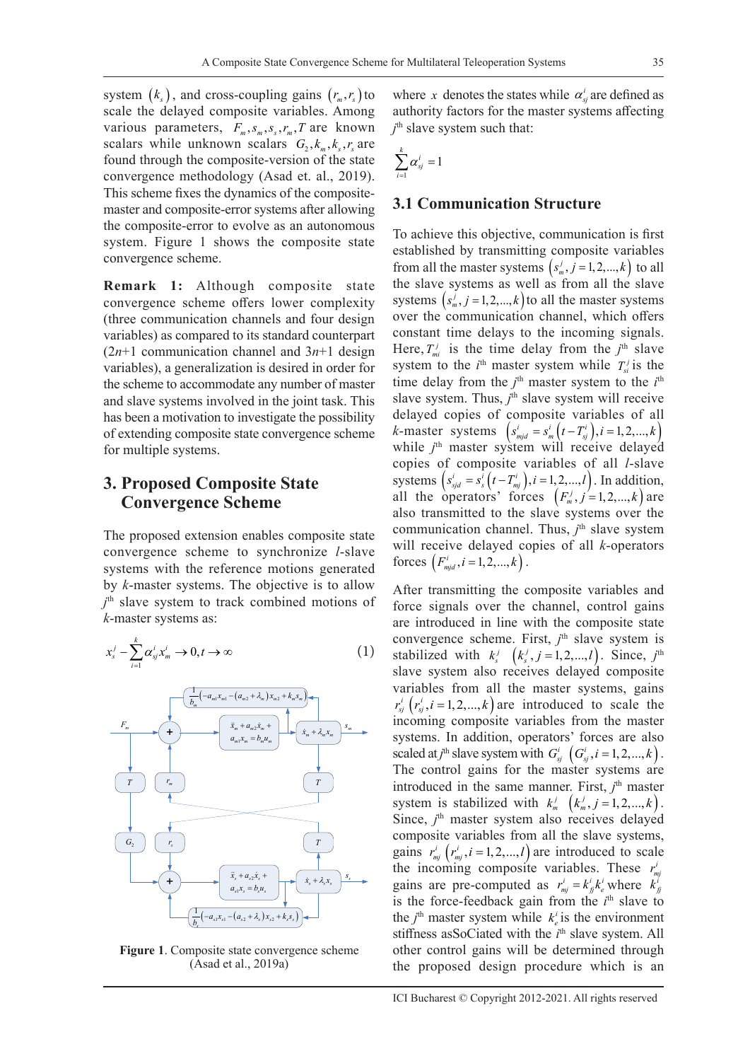system $(k_s)$, and cross-coupling gains $(r_m, r_s)$ to scale the delayed composite variables. Among various parameters, $F_m, s_m, s_s, r_m, T$ are known scalars while unknown scalars $G_2, k_m, k_s, r_s$ are found through the composite-version of the state convergence methodology (Asad et. al., 2019). This scheme fixes the dynamics of the composite-master and composite-error systems after allowing the composite-error to evolve as an autonomous system. Figure 1 shows the composite state convergence scheme.

**Remark 1:** Although composite state convergence scheme offers lower complexity (three communication channels and four design variables) as compared to its standard counterpart ($2n$+1 communication channel and $3n$+1 design variables), a generalization is desired in order for the scheme to accommodate any number of master and slave systems involved in the joint task. This has been a motivation to investigate the possibility of extending composite state convergence scheme for multiple systems.

## 3. Proposed Composite State Convergence Scheme

The proposed extension enables composite state convergence scheme to synchronize $l$-slave systems with the reference motions generated by $k$-master systems. The objective is to allow $j^{th}$ slave system to track combined motions of $k$-master systems as:

$$x_s^j - \sum_{i=1}^{k} \alpha_{sj}^i x_m^i \to 0, t \to \infty \tag{1}$$

Figure 1. Composite state convergence scheme (Asad et al., 2019a)

where $x$ denotes the states while $\alpha_{sj}^i$ are defined as authority factors for the master systems affecting $j^{th}$ slave system such that:

$$\sum_{i=1}^{k} \alpha_{sj}^i = 1$$

### 3.1 Communication Structure

To achieve this objective, communication is first established by transmitting composite variables from all the master systems $\left(s_m^j, j = 1,2,...,k\right)$ to all the slave systems as well as from all the slave systems $\left(s_m^j, j = 1,2,...,k\right)$ to all the master systems over the communication channel, which offers constant time delays to the incoming signals. Here, $T_{mi}^j$ is the time delay from the $j^{th}$ slave system to the $i^{th}$ master system while $T_{si}^j$ is the time delay from the $j^{th}$ master system to the $i^{th}$ slave system. Thus, $j^{th}$ slave system will receive delayed copies of composite variables of all $k$-master systems $\left(s_{mjd}^i = s_m^i\left(t - T_{sj}^i\right), i = 1,2,...,k\right)$ while $j^{th}$ master system will receive delayed copies of composite variables of all $l$-slave systems $\left(s_{sjd}^i = s_s^i\left(t - T_{mj}^i\right), i = 1,2,...,l\right)$. In addition, all the operators' forces $\left(F_m^j, j = 1,2,...,k\right)$ are also transmitted to the slave systems over the communication channel. Thus, $j^{th}$ slave system will receive delayed copies of all $k$-operators forces $\left(F_{mjd}^i, i = 1,2,...,k\right)$.

After transmitting the composite variables and force signals over the channel, control gains are introduced in line with the composite state convergence scheme. First, $j^{th}$ slave system is stabilized with $k_s^j$ $\left(k_s^j, j = 1,2,...,l\right)$. Since, $j^{th}$ slave system also receives delayed composite variables from all the master systems, gains $r_{sj}^i$ $\left(r_{sj}^i, i = 1,2,...,k\right)$ are introduced to scale the incoming composite variables from the master systems. In addition, operators' forces are also scaled at $j^{th}$ slave system with $G_{sj}^i$ $\left(G_{sj}^i, i = 1,2,...,k\right)$. The control gains for the master systems are introduced in the same manner. First, $j^{th}$ master system is stabilized with $k_m^j$ $\left(k_m^j, j = 1,2,...,k\right)$. Since, $j^{th}$ master system also receives delayed composite variables from all the slave systems, gains $r_{mj}^i$ $\left(r_{mj}^i, i = 1,2,...,l\right)$ are introduced to scale the incoming composite variables. These $r_{mj}^i$ gains are pre-computed as $r_{mj}^i = k_{fj}^i k_e^i$ where $k_{fj}^i$ is the force-feedback gain from the $i^{th}$ slave to the $j^{th}$ master system while $k_e^i$ is the environment stiffness asSoCiated with the $i^{th}$ slave system. All other control gains will be determined through the proposed design procedure which is an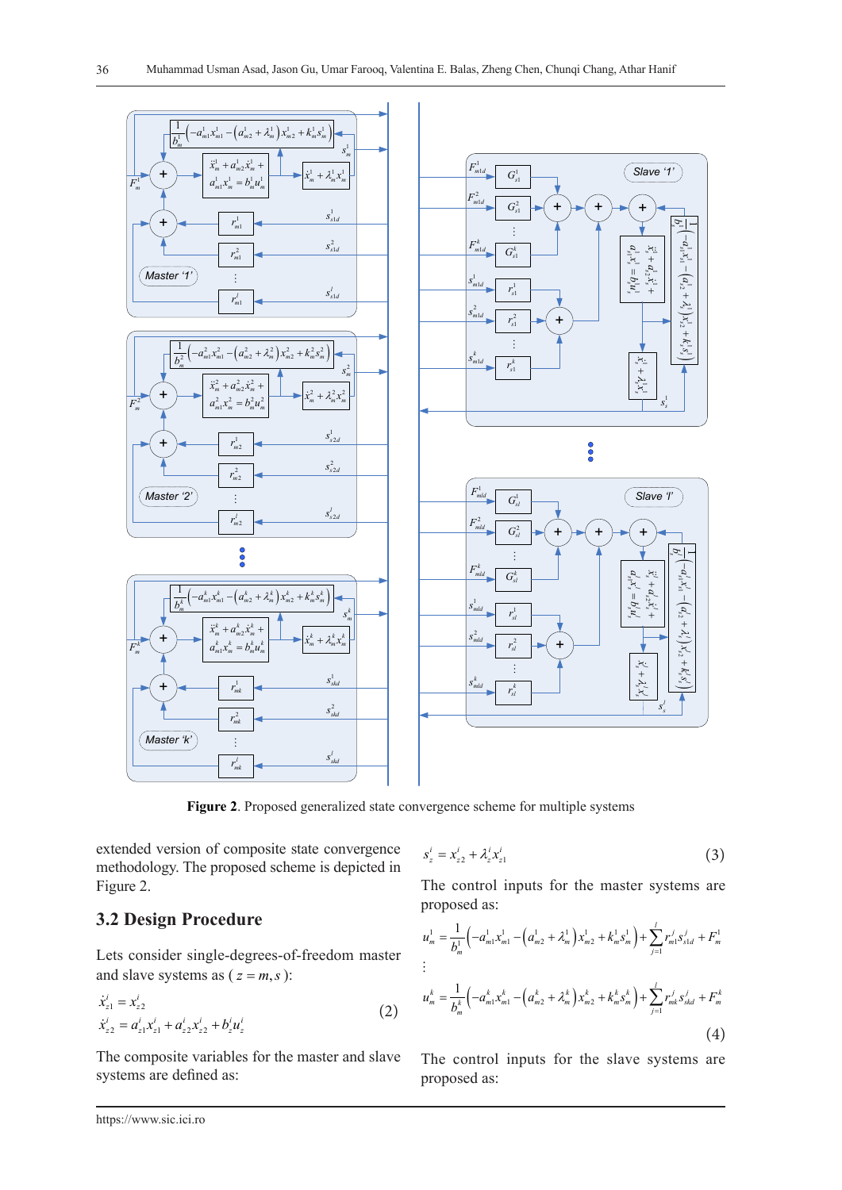**Figure 2**. Proposed generalized state convergence scheme for multiple systems

extended version of composite state convergence methodology. The proposed scheme is depicted in Figure 2.

## 3.2 Design Procedure

Lets consider single-degrees-of-freedom master and slave systems as ( $z = m, s$ ):

$$\dot{x}^i_{z1} = x^i_{z2}$$
$$\dot{x}^i_{z2} = a^i_{z1}x^i_{z1} + a^i_{z2}x^i_{z2} + b^i_z u^i_z \tag{2}$$

The composite variables for the master and slave systems are defined as:

$$s^i_z = x^i_{z2} + \lambda^i_z x^i_{z1} \tag{3}$$

The control inputs for the master systems are proposed as:

$$u^1_m = \frac{1}{b^1_m}\left(-a^1_{m1}x^1_{m1} - \left(a^1_{m2} + \lambda^1_m\right)x^1_{m2} + k^1_m s^1_m\right) + \sum_{j=1}^{l} r^j_{m1} s^j_{s1d} + F^1_m$$

$$\vdots$$

$$u^k_m = \frac{1}{b^k_m}\left(-a^k_{m1}x^k_{m1} - \left(a^k_{m2} + \lambda^k_m\right)x^k_{m2} + k^k_m s^k_m\right) + \sum_{j=1}^{l} r^j_{mk} s^j_{skd} + F^k_m \tag{4}$$

The control inputs for the slave systems are proposed as: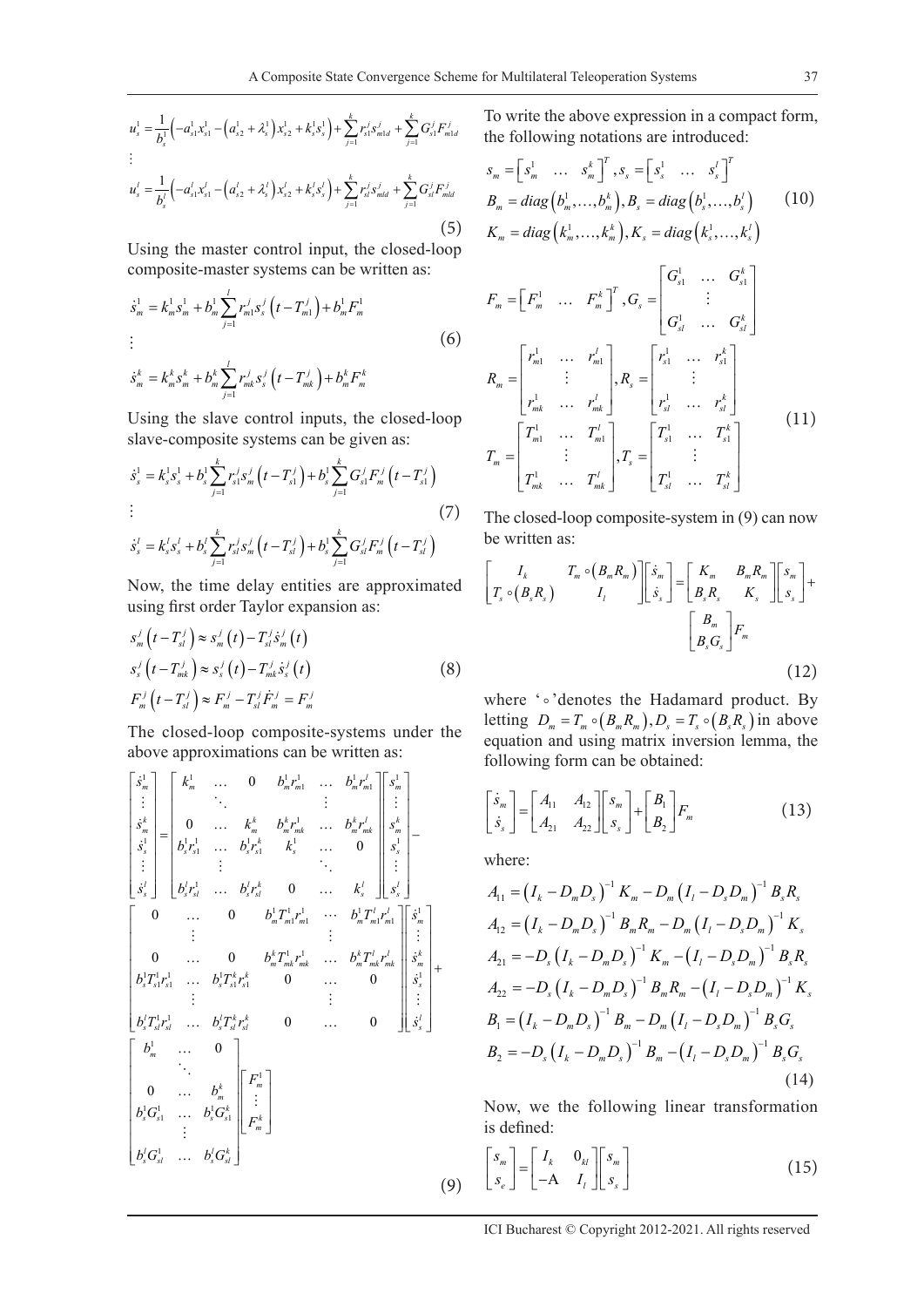$$u_s^1 = \frac{1}{b_s^1}\left(-a_{s1}^1 x_{s1}^1 - \left(a_{s2}^1 + \lambda_s^1\right)x_{s2}^1 + k_s^1 s_s^1\right) + \sum_{j=1}^{k} r_{s1}^j s_{m1d}^j + \sum_{j=1}^{k} G_{s1}^j F_{m1d}^j$$
$$\vdots$$
$$u_s^l = \frac{1}{b_s^l}\left(-a_{s1}^l x_{s1}^l - \left(a_{s2}^l + \lambda_s^l\right)x_{s2}^l + k_s^l s_s^l\right) + \sum_{j=1}^{k} r_{sl}^j s_{mld}^j + \sum_{j=1}^{k} G_{sl}^j F_{mld}^j \tag{5}$$

Using the master control input, the closed-loop composite-master systems can be written as:

$$\dot{s}_m^1 = k_m^1 s_m^1 + b_m^1 \sum_{j=1}^{l} r_{m1}^j s_s^j\left(t - T_{m1}^j\right) + b_m^1 F_m^1$$
$$\vdots \tag{6}$$
$$\dot{s}_m^k = k_m^k s_m^k + b_m^k \sum_{j=1}^{l} r_{mk}^j s_s^j\left(t - T_{mk}^j\right) + b_m^k F_m^k$$

Using the slave control inputs, the closed-loop slave-composite systems can be given as:

$$\dot{s}_s^1 = k_s^1 s_s^1 + b_s^1 \sum_{j=1}^{k} r_{s1}^j s_m^j\left(t - T_{s1}^j\right) + b_s^1 \sum_{j=1}^{k} G_{s1}^j F_m^j\left(t - T_{s1}^j\right)$$
$$\vdots \tag{7}$$
$$\dot{s}_s^l = k_s^l s_s^l + b_s^l \sum_{j=1}^{k} r_{sl}^j s_m^j\left(t - T_{sl}^j\right) + b_s^l \sum_{j=1}^{k} G_{sl}^j F_m^j\left(t - T_{sl}^j\right)$$

Now, the time delay entities are approximated using first order Taylor expansion as:

$$s_m^j\left(t - T_{sl}^j\right) \approx s_m^j(t) - T_{sl}^j \dot{s}_m^j(t)$$
$$s_s^j\left(t - T_{mk}^j\right) \approx s_s^j(t) - T_{mk}^j \dot{s}_s^j(t) \tag{8}$$
$$F_m^j\left(t - T_{sl}^j\right) \approx F_m^j - T_{sl}^j \dot{F}_m^j = F_m^j$$

The closed-loop composite-systems under the above approximations can be written as:

$$\begin{bmatrix} \dot{s}_m^1 \\ \vdots \\ \dot{s}_m^k \\ \dot{s}_s^1 \\ \vdots \\ \dot{s}_s^l \end{bmatrix} = \begin{bmatrix} k_m^1 & \dots & 0 & b_m^1 r_{m1}^1 & \dots & b_m^1 r_{m1}^l \\ & \ddots & & & \vdots & \\ 0 & \dots & k_m^k & b_m^k r_{mk}^1 & \dots & b_m^k r_{mk}^l \\ b_s^1 r_{s1}^1 & \dots & b_s^1 r_{s1}^k & k_s^1 & \dots & 0 \\ & \vdots & & & \ddots & \\ b_s^l r_{sl}^1 & \dots & b_s^l r_{sl}^k & 0 & \dots & k_s^l \end{bmatrix} \begin{bmatrix} s_m^1 \\ \vdots \\ s_m^k \\ s_s^1 \\ \vdots \\ s_s^l \end{bmatrix} - \begin{bmatrix} 0 & \dots & 0 & b_m^1 T_{m1}^1 r_{m1}^1 & \cdots & b_m^1 T_{m1}^l r_{m1}^l \\ & \vdots & & & \vdots & \\ 0 & \dots & 0 & b_m^k T_{mk}^1 r_{mk}^1 & \dots & b_m^k T_{mk}^l r_{mk}^l \\ b_s^1 T_{s1}^1 r_{s1}^1 & \dots & b_s^1 T_{s1}^k r_{s1}^k & 0 & \dots & 0 \\ & \vdots & & & \vdots & \\ b_s^l T_{sl}^1 r_{sl}^1 & \dots & b_s^l T_{sl}^k r_{sl}^k & 0 & \dots & 0 \end{bmatrix} \begin{bmatrix} \dot{s}_m^1 \\ \vdots \\ \dot{s}_m^k \\ \dot{s}_s^1 \\ \vdots \\ \dot{s}_s^l \end{bmatrix} + \begin{bmatrix} b_m^1 & \dots & 0 \\ & \ddots & \\ 0 & \dots & b_m^k \\ b_s^1 G_{s1}^1 & \dots & b_s^1 G_{s1}^k \\ & \vdots & \\ b_s^l G_{sl}^1 & \dots & b_s^l G_{sl}^k \end{bmatrix} \begin{bmatrix} F_m^1 \\ \vdots \\ F_m^k \end{bmatrix} \tag{9}$$

To write the above expression in a compact form, the following notations are introduced:

$$s_m = \begin{bmatrix} s_m^1 & \dots & s_m^k \end{bmatrix}^T, s_s = \begin{bmatrix} s_s^1 & \dots & s_s^l \end{bmatrix}^T$$
$$B_m = diag\left(b_m^1, \dots, b_m^k\right), B_s = diag\left(b_s^1, \dots, b_s^l\right) \tag{10}$$
$$K_m = diag\left(k_m^1, \dots, k_m^k\right), K_s = diag\left(k_s^1, \dots, k_s^l\right)$$

$$F_m = \begin{bmatrix} F_m^1 & \dots & F_m^k \end{bmatrix}^T, G_s = \begin{bmatrix} G_{s1}^1 & \dots & G_{s1}^k \\ & \vdots & \\ G_{sl}^1 & \dots & G_{sl}^k \end{bmatrix}$$
$$R_m = \begin{bmatrix} r_{m1}^1 & \dots & r_{m1}^l \\ & \vdots & \\ r_{mk}^1 & \dots & r_{mk}^l \end{bmatrix}, R_s = \begin{bmatrix} r_{s1}^1 & \dots & r_{s1}^k \\ & \vdots & \\ r_{sl}^1 & \dots & r_{sl}^k \end{bmatrix} \tag{11}$$
$$T_m = \begin{bmatrix} T_{m1}^1 & \dots & T_{m1}^l \\ & \vdots & \\ T_{mk}^1 & \dots & T_{mk}^l \end{bmatrix}, T_s = \begin{bmatrix} T_{s1}^1 & \dots & T_{s1}^k \\ & \vdots & \\ T_{sl}^1 & \dots & T_{sl}^k \end{bmatrix}$$

The closed-loop composite-system in (9) can now be written as:

$$\begin{bmatrix} I_k & T_m \circ \left(B_m R_m\right) \\ T_s \circ \left(B_s R_s\right) & I_l \end{bmatrix} \begin{bmatrix} \dot{s}_m \\ \dot{s}_s \end{bmatrix} = \begin{bmatrix} K_m & B_m R_m \\ B_s R_s & K_s \end{bmatrix} \begin{bmatrix} s_m \\ s_s \end{bmatrix} + \begin{bmatrix} B_m \\ B_s G_s \end{bmatrix} F_m \tag{12}$$

where '$\circ$' denotes the Hadamard product. By letting $D_m = T_m \circ \left(B_m R_m\right), D_s = T_s \circ \left(B_s R_s\right)$ in above equation and using matrix inversion lemma, the following form can be obtained:

$$\begin{bmatrix} \dot{s}_m \\ \dot{s}_s \end{bmatrix} = \begin{bmatrix} A_{11} & A_{12} \\ A_{21} & A_{22} \end{bmatrix} \begin{bmatrix} s_m \\ s_s \end{bmatrix} + \begin{bmatrix} B_1 \\ B_2 \end{bmatrix} F_m \tag{13}$$

where:

$$A_{11} = \left(I_k - D_m D_s\right)^{-1} K_m - D_m \left(I_l - D_s D_m\right)^{-1} B_s R_s$$
$$A_{12} = \left(I_k - D_m D_s\right)^{-1} B_m R_m - D_m \left(I_l - D_s D_m\right)^{-1} K_s$$
$$A_{21} = -D_s \left(I_k - D_m D_s\right)^{-1} K_m - \left(I_l - D_s D_m\right)^{-1} B_s R_s$$
$$A_{22} = -D_s \left(I_k - D_m D_s\right)^{-1} B_m R_m - \left(I_l - D_s D_m\right)^{-1} K_s$$
$$B_1 = \left(I_k - D_m D_s\right)^{-1} B_m - D_m \left(I_l - D_s D_m\right)^{-1} B_s G_s$$
$$B_2 = -D_s \left(I_k - D_m D_s\right)^{-1} B_m - \left(I_l - D_s D_m\right)^{-1} B_s G_s \tag{14}$$

Now, we the following linear transformation is defined:

$$\begin{bmatrix} s_m \\ s_e \end{bmatrix} = \begin{bmatrix} I_k & 0_{kl} \\ -\mathrm{A} & I_l \end{bmatrix} \begin{bmatrix} s_m \\ s_s \end{bmatrix} \tag{15}$$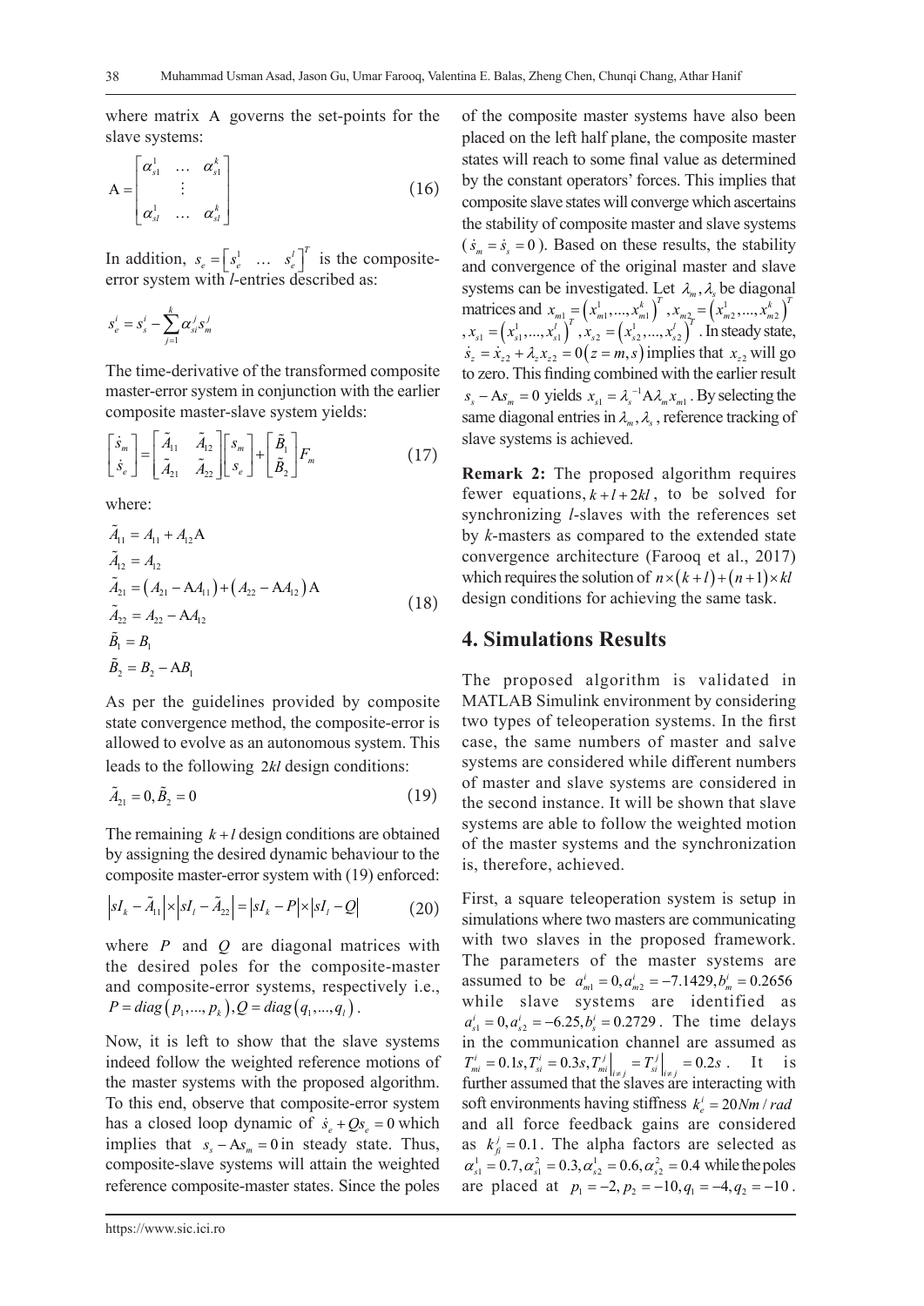where matrix Α governs the set-points for the slave systems:

$$
\mathrm{A} = \begin{bmatrix} \alpha_{s1}^{1} & \dots & \alpha_{s1}^{k} \\ & \vdots & \\ \alpha_{sl}^{1} & \dots & \alpha_{sl}^{k} \end{bmatrix} \tag{16}
$$

In addition, $s_e = \begin{bmatrix} s_e^1 & \dots & s_e^l \end{bmatrix}^T$ is the composite-error system with *l*-entries described as:

$$
s_e^i = s_s^i - \sum_{j=1}^{k} \alpha_{si}^j s_m^j
$$

The time-derivative of the transformed composite master-error system in conjunction with the earlier composite master-slave system yields:

$$
\begin{bmatrix} \dot{s}_m \\ \dot{s}_e \end{bmatrix} = \begin{bmatrix} \tilde{A}_{11} & \tilde{A}_{12} \\ \tilde{A}_{21} & \tilde{A}_{22} \end{bmatrix} \begin{bmatrix} s_m \\ s_e \end{bmatrix} + \begin{bmatrix} \tilde{B}_1 \\ \tilde{B}_2 \end{bmatrix} F_m \tag{17}
$$

where:

$$
\begin{aligned}
\tilde{A}_{11} &= A_{11} + A_{12}\mathrm{A} \\
\tilde{A}_{12} &= A_{12} \\
\tilde{A}_{21} &= \left(A_{21} - \mathrm{A}A_{11}\right) + \left(A_{22} - \mathrm{A}A_{12}\right)\mathrm{A} \\
\tilde{A}_{22} &= A_{22} - \mathrm{A}A_{12} \\
\tilde{B}_1 &= B_1 \\
\tilde{B}_2 &= B_2 - \mathrm{A}B_1
\end{aligned} \tag{18}
$$

As per the guidelines provided by composite state convergence method, the composite-error is allowed to evolve as an autonomous system. This leads to the following $2kl$ design conditions:

$$
\tilde{A}_{21} = 0, \tilde{B}_2 = 0 \tag{19}
$$

The remaining $k + l$ design conditions are obtained by assigning the desired dynamic behaviour to the composite master-error system with (19) enforced:

$$
\left|sI_k - \tilde{A}_{11}\right| \times \left|sI_l - \tilde{A}_{22}\right| = \left|sI_k - P\right| \times \left|sI_l - Q\right| \tag{20}
$$

where $P$ and $Q$ are diagonal matrices with the desired poles for the composite-master and composite-error systems, respectively i.e., $P = diag\left(p_1, \dots, p_k\right), Q = diag\left(q_1, \dots, q_l\right)$.

Now, it is left to show that the slave systems indeed follow the weighted reference motions of the master systems with the proposed algorithm. To this end, observe that composite-error system has a closed loop dynamic of $\dot{s}_e + Qs_e = 0$ which implies that $s_s - \mathrm{A}s_m = 0$ in steady state. Thus, composite-slave systems will attain the weighted reference composite-master states. Since the poles of the composite master systems have also been placed on the left half plane, the composite master states will reach to some final value as determined by the constant operators' forces. This implies that composite slave states will converge which ascertains the stability of composite master and slave systems ($\dot{s}_m = \dot{s}_s = 0$). Based on these results, the stability and convergence of the original master and slave systems can be investigated. Let $\lambda_m, \lambda_s$ be diagonal matrices and $x_{m1} = \left(x_{m1}^1, \dots, x_{m1}^k\right)^T, x_{m2} = \left(x_{m2}^1, \dots, x_{m2}^k\right)^T, x_{s1} = \left(x_{s1}^1, \dots, x_{s1}^l\right)^T, x_{s2} = \left(x_{s2}^1, \dots, x_{s2}^l\right)^T$. In steady state, $\dot{s}_z = \dot{x}_{z2} + \lambda_z x_{z2} = 0 \left(z = m, s\right)$ implies that $x_{z2}$ will go to zero. This finding combined with the earlier result $s_s - \mathrm{A}s_m = 0$ yields $x_{s1} = \lambda_s^{-1}\mathrm{A}\lambda_m x_{m1}$. By selecting the same diagonal entries in $\lambda_m, \lambda_s$, reference tracking of slave systems is achieved.

**Remark 2:** The proposed algorithm requires fewer equations, $k + l + 2kl$, to be solved for synchronizing *l*-slaves with the references set by *k*-masters as compared to the extended state convergence architecture (Farooq et al., 2017) which requires the solution of $n \times \left(k + l\right) + \left(n + 1\right) \times kl$ design conditions for achieving the same task.

## 4. Simulations Results

The proposed algorithm is validated in MATLAB Simulink environment by considering two types of teleoperation systems. In the first case, the same numbers of master and salve systems are considered while different numbers of master and slave systems are considered in the second instance. It will be shown that slave systems are able to follow the weighted motion of the master systems and the synchronization is, therefore, achieved.

First, a square teleoperation system is setup in simulations where two masters are communicating with two slaves in the proposed framework. The parameters of the master systems are assumed to be $a_{m1}^i = 0, a_{m2}^i = -7.1429, b_m^i = 0.2656$ while slave systems are identified as $a_{s1}^i = 0, a_{s2}^i = -6.25, b_s^i = 0.2729$. The time delays in the communication channel are assumed as $T_{mi}^i = 0.1s, T_{si}^i = 0.3s, T_{mi}^j\big|_{i \neq j} = T_{si}^j\big|_{i \neq j} = 0.2s$. It is further assumed that the slaves are interacting with soft environments having stiffness $k_e^i = 20 Nm/rad$ and all force feedback gains are considered as $k_{fi}^j = 0.1$. The alpha factors are selected as $\alpha_{s1}^1 = 0.7, \alpha_{s1}^2 = 0.3, \alpha_{s2}^1 = 0.6, \alpha_{s2}^2 = 0.4$ while the poles are placed at $p_1 = -2, p_2 = -10, q_1 = -4, q_2 = -10$.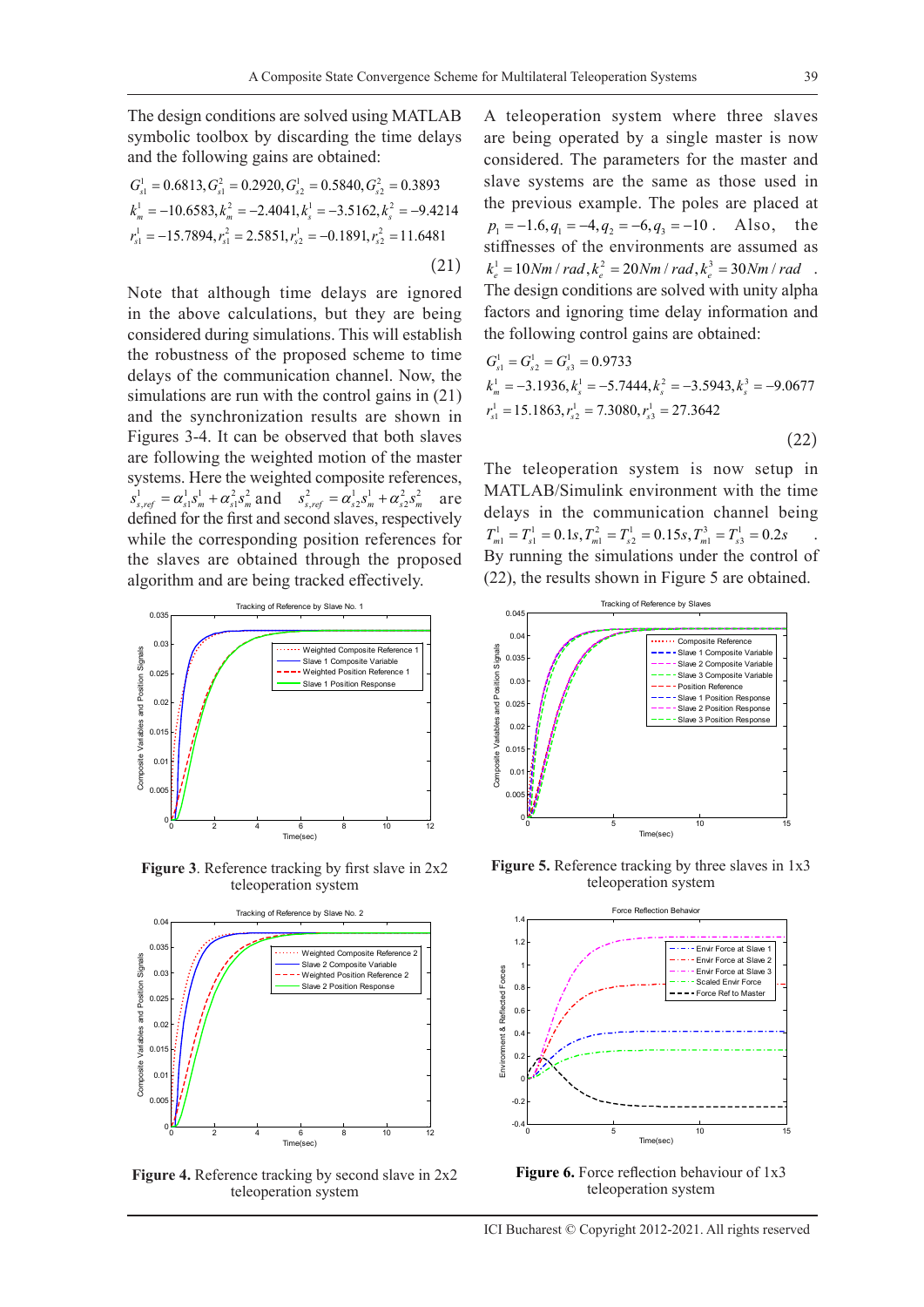The design conditions are solved using MATLAB symbolic toolbox by discarding the time delays and the following gains are obtained:

$$G_{s1}^{1} = 0.6813, G_{s1}^{2} = 0.2920, G_{s2}^{1} = 0.5840, G_{s2}^{2} = 0.3893$$
$$k_{m}^{1} = -10.6583, k_{m}^{2} = -2.4041, k_{s}^{1} = -3.5162, k_{s}^{2} = -9.4214$$
$$r_{s1}^{1} = -15.7894, r_{s1}^{2} = 2.5851, r_{s2}^{1} = -0.1891, r_{s2}^{2} = 11.6481 \quad (21)$$

Note that although time delays are ignored in the above calculations, but they are being considered during simulations. This will establish the robustness of the proposed scheme to time delays of the communication channel. Now, the simulations are run with the control gains in (21) and the synchronization results are shown in Figures 3-4. It can be observed that both slaves are following the weighted motion of the master systems. Here the weighted composite references, $s_{s,ref}^{1} = \alpha_{s1}^{1} s_{m}^{1} + \alpha_{s1}^{2} s_{m}^{2}$ and $s_{s,ref}^{2} = \alpha_{s2}^{1} s_{m}^{1} + \alpha_{s2}^{2} s_{m}^{2}$ are defined for the first and second slaves, respectively while the corresponding position references for the slaves are obtained through the proposed algorithm and are being tracked effectively.

**Figure 3**. Reference tracking by first slave in 2x2 teleoperation system

**Figure 4.** Reference tracking by second slave in 2x2 teleoperation system

A teleoperation system where three slaves are being operated by a single master is now considered. The parameters for the master and slave systems are the same as those used in the previous example. The poles are placed at $p_1 = -1.6, q_1 = -4, q_2 = -6, q_3 = -10$. Also, the stiffnesses of the environments are assumed as $k_e^1 = 10Nm/rad, k_e^2 = 20Nm/rad, k_e^3 = 30Nm/rad$. The design conditions are solved with unity alpha factors and ignoring time delay information and the following control gains are obtained:

$$G_{s1}^{1} = G_{s2}^{1} = G_{s3}^{1} = 0.9733$$
$$k_{m}^{1} = -3.1936, k_{s}^{1} = -5.7444, k_{s}^{2} = -3.5943, k_{s}^{3} = -9.0677$$
$$r_{s1}^{1} = 15.1863, r_{s2}^{1} = 7.3080, r_{s3}^{1} = 27.3642 \quad (22)$$

The teleoperation system is now setup in MATLAB/Simulink environment with the time delays in the communication channel being $T_{m1}^{1} = T_{s1}^{1} = 0.1s, T_{m1}^{2} = T_{s2}^{1} = 0.15s, T_{m1}^{3} = T_{s3}^{1} = 0.2s$. By running the simulations under the control of (22), the results shown in Figure 5 are obtained.

**Figure 5.** Reference tracking by three slaves in 1x3 teleoperation system

**Figure 6.** Force reflection behaviour of 1x3 teleoperation system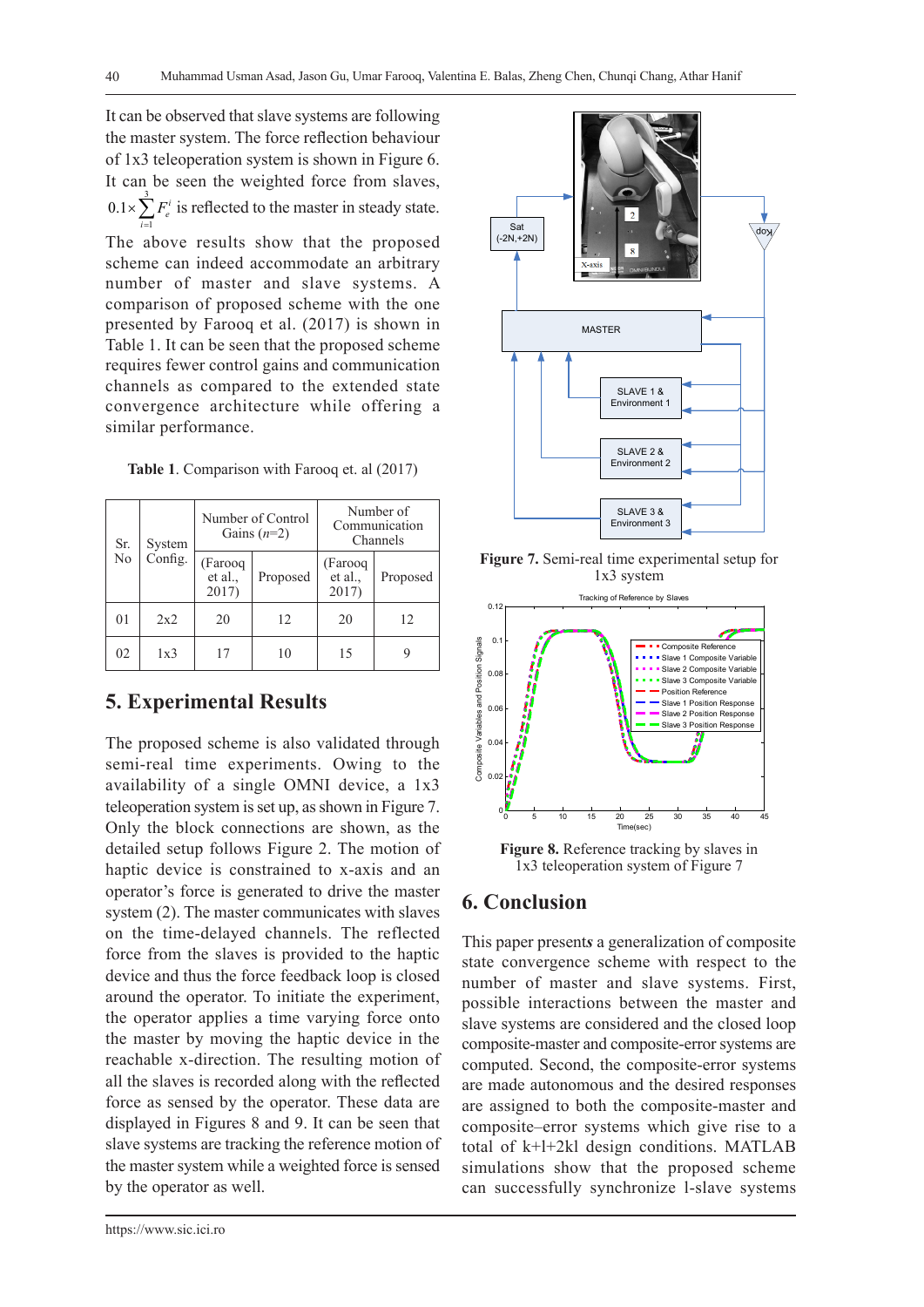It can be observed that slave systems are following the master system. The force reflection behaviour of 1x3 teleoperation system is shown in Figure 6. It can be seen the weighted force from slaves, $0.1\times\sum_{i=1}^{3}F_e^i$ is reflected to the master in steady state.

The above results show that the proposed scheme can indeed accommodate an arbitrary number of master and slave systems. A comparison of proposed scheme with the one presented by Farooq et al. (2017) is shown in Table 1. It can be seen that the proposed scheme requires fewer control gains and communication channels as compared to the extended state convergence architecture while offering a similar performance.

**Table 1**. Comparison with Farooq et. al (2017)

| Sr. No | System Config. | Number of Control Gains ($n$=2) | | Number of Communication Channels | |
|---|---|---|---|---|---|
| | | (Farooq et al., 2017) | Proposed | (Farooq et al., 2017) | Proposed |
| 01 | 2x2 | 20 | 12 | 20 | 12 |
| 02 | 1x3 | 17 | 10 | 15 | 9 |

## 5. Experimental Results

The proposed scheme is also validated through semi-real time experiments. Owing to the availability of a single OMNI device, a 1x3 teleoperation system is set up, as shown in Figure 7. Only the block connections are shown, as the detailed setup follows Figure 2. The motion of haptic device is constrained to x-axis and an operator's force is generated to drive the master system (2). The master communicates with slaves on the time-delayed channels. The reflected force from the slaves is provided to the haptic device and thus the force feedback loop is closed around the operator. To initiate the experiment, the operator applies a time varying force onto the master by moving the haptic device in the reachable x-direction. The resulting motion of all the slaves is recorded along with the reflected force as sensed by the operator. These data are displayed in Figures 8 and 9. It can be seen that slave systems are tracking the reference motion of the master system while a weighted force is sensed by the operator as well.

**Figure 7.** Semi-real time experimental setup for 1x3 system

**Figure 8.** Reference tracking by slaves in 1x3 teleoperation system of Figure 7

## 6. Conclusion

This paper present*s* a generalization of composite state convergence scheme with respect to the number of master and slave systems. First, possible interactions between the master and slave systems are considered and the closed loop composite-master and composite-error systems are computed. Second, the composite-error systems are made autonomous and the desired responses are assigned to both the composite-master and composite–error systems which give rise to a total of k+l+2kl design conditions. MATLAB simulations show that the proposed scheme can successfully synchronize l-slave systems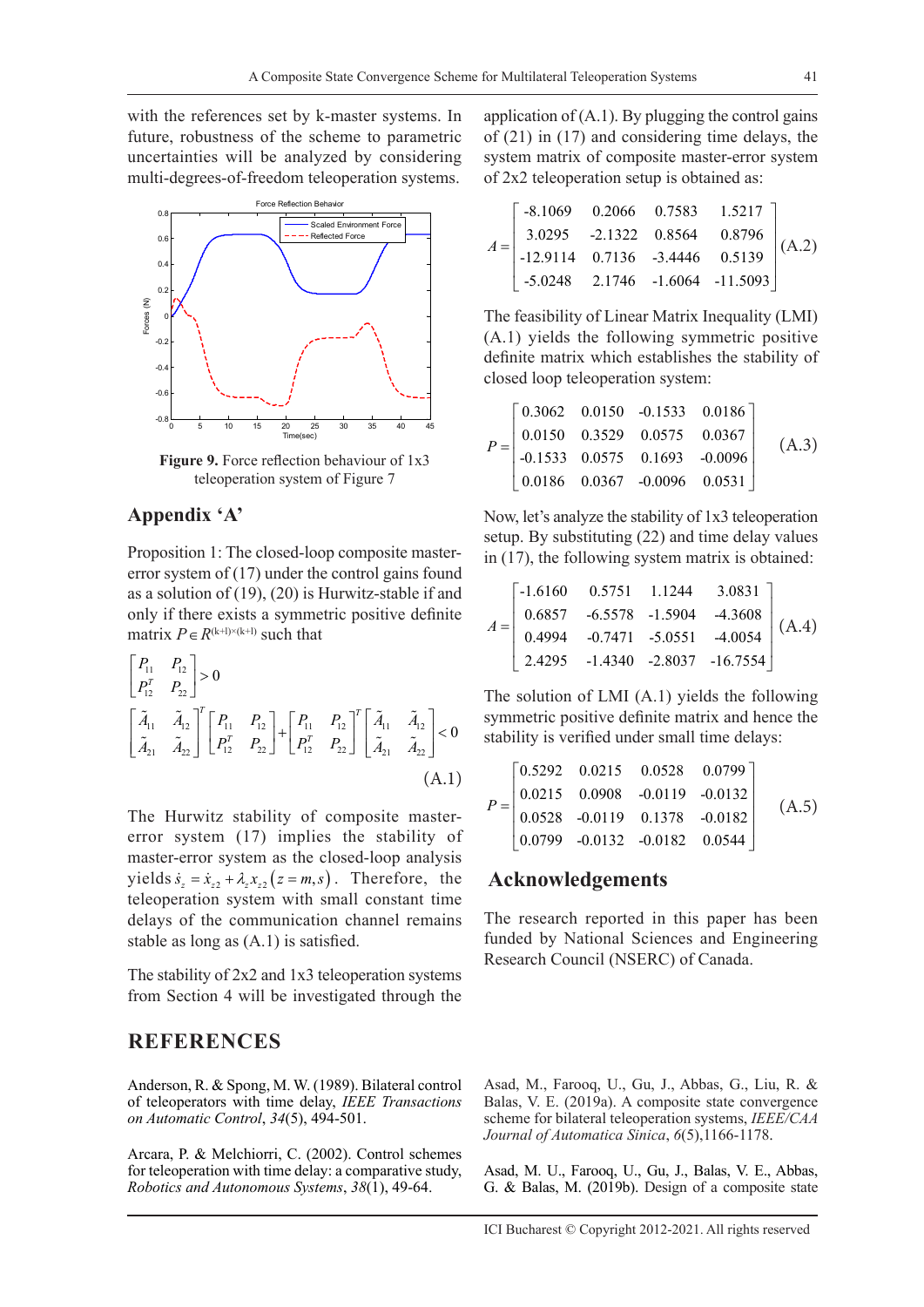with the references set by k-master systems. In future, robustness of the scheme to parametric uncertainties will be analyzed by considering multi-degrees-of-freedom teleoperation systems.

**Figure 9.** Force reflection behaviour of 1x3 teleoperation system of Figure 7

## Appendix 'A'

Proposition 1: The closed-loop composite master-error system of (17) under the control gains found as a solution of (19), (20) is Hurwitz-stable if and only if there exists a symmetric positive definite matrix $P \in R^{(k+1)\times(k+1)}$ such that

$$\begin{bmatrix} P_{11} & P_{12} \\ P_{12}^T & P_{22} \end{bmatrix} > 0$$

$$\begin{bmatrix} \tilde{A}_{11} & \tilde{A}_{12} \\ \tilde{A}_{21} & \tilde{A}_{22} \end{bmatrix}^T \begin{bmatrix} P_{11} & P_{12} \\ P_{12}^T & P_{22} \end{bmatrix} + \begin{bmatrix} P_{11} & P_{12} \\ P_{12}^T & P_{22} \end{bmatrix}^T \begin{bmatrix} \tilde{A}_{11} & \tilde{A}_{12} \\ \tilde{A}_{21} & \tilde{A}_{22} \end{bmatrix} < 0 \tag{A.1}$$

The Hurwitz stability of composite master-error system (17) implies the stability of master-error system as the closed-loop analysis yields $\dot{s}_z = \dot{x}_{z2} + \lambda_z x_{z2}\,(z = m, s)$. Therefore, the teleoperation system with small constant time delays of the communication channel remains stable as long as (A.1) is satisfied.

The stability of 2x2 and 1x3 teleoperation systems from Section 4 will be investigated through the application of (A.1). By plugging the control gains of (21) in (17) and considering time delays, the system matrix of composite master-error system of 2x2 teleoperation setup is obtained as:

$$A = \begin{bmatrix} -8.1069 & 0.2066 & 0.7583 & 1.5217 \\ 3.0295 & -2.1322 & 0.8564 & 0.8796 \\ -12.9114 & 0.7136 & -3.4446 & 0.5139 \\ -5.0248 & 2.1746 & -1.6064 & -11.5093 \end{bmatrix} \tag{A.2}$$

The feasibility of Linear Matrix Inequality (LMI) (A.1) yields the following symmetric positive definite matrix which establishes the stability of closed loop teleoperation system:

$$P = \begin{bmatrix} 0.3062 & 0.0150 & -0.1533 & 0.0186 \\ 0.0150 & 0.3529 & 0.0575 & 0.0367 \\ -0.1533 & 0.0575 & 0.1693 & -0.0096 \\ 0.0186 & 0.0367 & -0.0096 & 0.0531 \end{bmatrix} \tag{A.3}$$

Now, let's analyze the stability of 1x3 teleoperation setup. By substituting (22) and time delay values in (17), the following system matrix is obtained:

$$A = \begin{bmatrix} -1.6160 & 0.5751 & 1.1244 & 3.0831 \\ 0.6857 & -6.5578 & -1.5904 & -4.3608 \\ 0.4994 & -0.7471 & -5.0551 & -4.0054 \\ 2.4295 & -1.4340 & -2.8037 & -16.7554 \end{bmatrix} \tag{A.4}$$

The solution of LMI (A.1) yields the following symmetric positive definite matrix and hence the stability is verified under small time delays:

$$P = \begin{bmatrix} 0.5292 & 0.0215 & 0.0528 & 0.0799 \\ 0.0215 & 0.0908 & -0.0119 & -0.0132 \\ 0.0528 & -0.0119 & 0.1378 & -0.0182 \\ 0.0799 & -0.0132 & -0.0182 & 0.0544 \end{bmatrix} \tag{A.5}$$

## Acknowledgements

The research reported in this paper has been funded by National Sciences and Engineering Research Council (NSERC) of Canada.

## REFERENCES

Anderson, R. & Spong, M. W. (1989). Bilateral control of teleoperators with time delay, *IEEE Transactions on Automatic Control*, *34*(5), 494-501.

Arcara, P. & Melchiorri, C. (2002). Control schemes for teleoperation with time delay: a comparative study, *Robotics and Autonomous Systems*, *38*(1), 49-64.

Asad, M., Farooq, U., Gu, J., Abbas, G., Liu, R. & Balas, V. E. (2019a). A composite state convergence scheme for bilateral teleoperation systems, *IEEE/CAA Journal of Automatica Sinica*, *6*(5),1166-1178.

Asad, M. U., Farooq, U., Gu, J., Balas, V. E., Abbas, G. & Balas, M. (2019b). Design of a composite state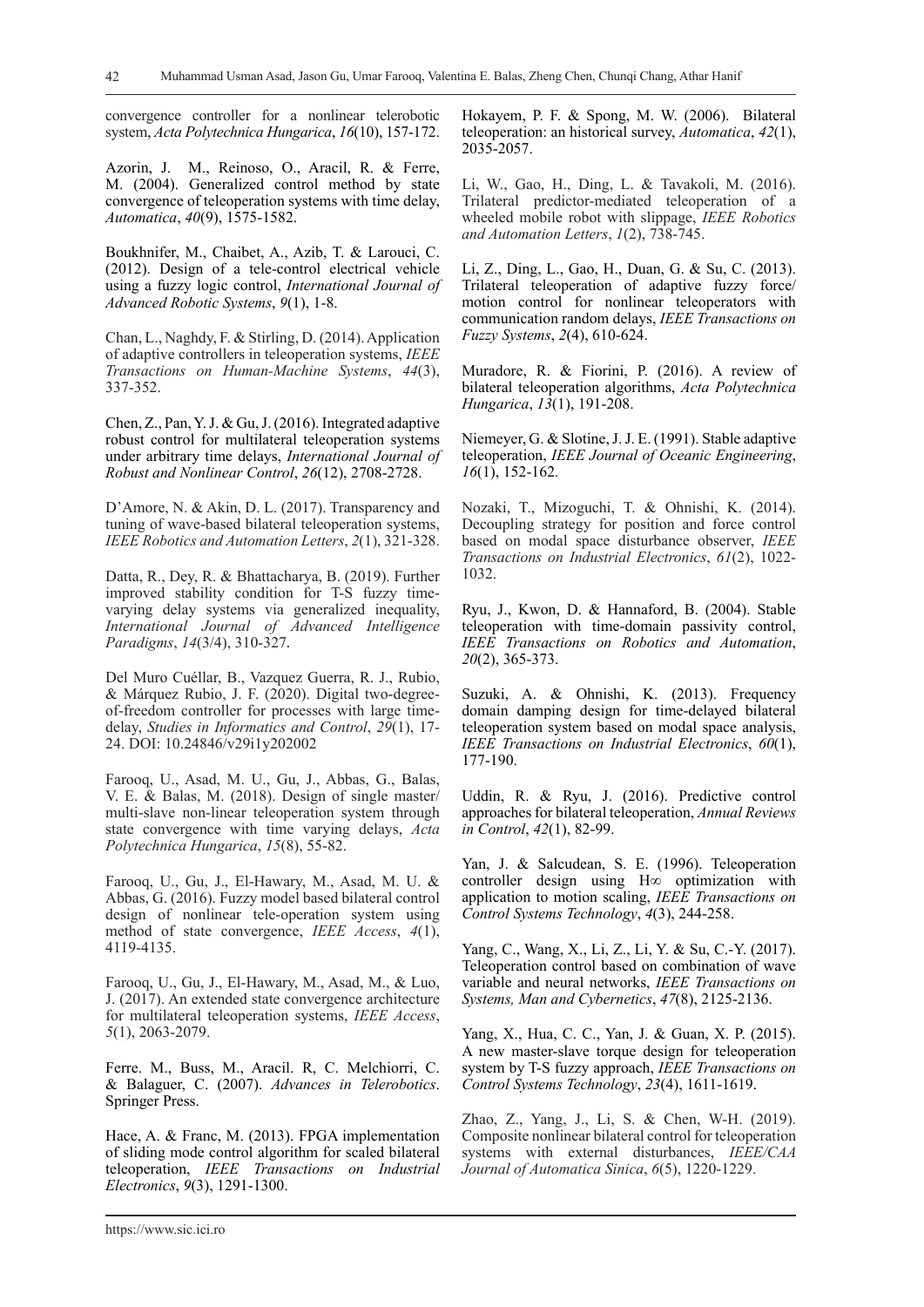convergence controller for a nonlinear telerobotic system, *Acta Polytechnica Hungarica*, *16*(10), 157-172.

Azorin, J. M., Reinoso, O., Aracil, R. & Ferre, M. (2004). Generalized control method by state convergence of teleoperation systems with time delay, *Automatica*, *40*(9), 1575-1582.

Boukhnifer, M., Chaibet, A., Azib, T. & Larouci, C. (2012). Design of a tele-control electrical vehicle using a fuzzy logic control, *International Journal of Advanced Robotic Systems*, *9*(1), 1-8.

Chan, L., Naghdy, F. & Stirling, D. (2014). Application of adaptive controllers in teleoperation systems, *IEEE Transactions on Human-Machine Systems*, *44*(3), 337-352.

Chen, Z., Pan, Y. J. & Gu, J. (2016). Integrated adaptive robust control for multilateral teleoperation systems under arbitrary time delays, *International Journal of Robust and Nonlinear Control*, *26*(12), 2708-2728.

D'Amore, N. & Akin, D. L. (2017). Transparency and tuning of wave-based bilateral teleoperation systems, *IEEE Robotics and Automation Letters*, *2*(1), 321-328.

Datta, R., Dey, R. & Bhattacharya, B. (2019). Further improved stability condition for T-S fuzzy time-varying delay systems via generalized inequality, *International Journal of Advanced Intelligence Paradigms*, *14*(3/4), 310-327.

Del Muro Cuéllar, B., Vazquez Guerra, R. J., Rubio, & Márquez Rubio, J. F. (2020). Digital two-degree-of-freedom controller for processes with large time-delay, *Studies in Informatics and Control*, *29*(1), 17-24. DOI: 10.24846/v29i1y202002

Farooq, U., Asad, M. U., Gu, J., Abbas, G., Balas, V. E. & Balas, M. (2018). Design of single master/multi-slave non-linear teleoperation system through state convergence with time varying delays, *Acta Polytechnica Hungarica*, *15*(8), 55-82.

Farooq, U., Gu, J., El-Hawary, M., Asad, M. U. & Abbas, G. (2016). Fuzzy model based bilateral control design of nonlinear tele-operation system using method of state convergence, *IEEE Access*, *4*(1), 4119-4135.

Farooq, U., Gu, J., El-Hawary, M., Asad, M., & Luo, J. (2017). An extended state convergence architecture for multilateral teleoperation systems, *IEEE Access*, *5*(1), 2063-2079.

Ferre. M., Buss, M., Aracil. R, C. Melchiorri, C. & Balaguer, C. (2007). *Advances in Telerobotics*. Springer Press.

Hace, A. & Franc, M. (2013). FPGA implementation of sliding mode control algorithm for scaled bilateral teleoperation, *IEEE Transactions on Industrial Electronics*, *9*(3), 1291-1300.

Hokayem, P. F. & Spong, M. W. (2006). Bilateral teleoperation: an historical survey, *Automatica*, *42*(1), 2035-2057.

Li, W., Gao, H., Ding, L. & Tavakoli, M. (2016). Trilateral predictor-mediated teleoperation of a wheeled mobile robot with slippage, *IEEE Robotics and Automation Letters*, *1*(2), 738-745.

Li, Z., Ding, L., Gao, H., Duan, G. & Su, C. (2013). Trilateral teleoperation of adaptive fuzzy force/motion control for nonlinear teleoperators with communication random delays, *IEEE Transactions on Fuzzy Systems*, *2*(4), 610-624.

Muradore, R. & Fiorini, P. (2016). A review of bilateral teleoperation algorithms, *Acta Polytechnica Hungarica*, *13*(1), 191-208.

Niemeyer, G. & Slotine, J. J. E. (1991). Stable adaptive teleoperation, *IEEE Journal of Oceanic Engineering*, *16*(1), 152-162.

Nozaki, T., Mizoguchi, T. & Ohnishi, K. (2014). Decoupling strategy for position and force control based on modal space disturbance observer, *IEEE Transactions on Industrial Electronics*, *61*(2), 1022-1032.

Ryu, J., Kwon, D. & Hannaford, B. (2004). Stable teleoperation with time-domain passivity control, *IEEE Transactions on Robotics and Automation*, *20*(2), 365-373.

Suzuki, A. & Ohnishi, K. (2013). Frequency domain damping design for time-delayed bilateral teleoperation system based on modal space analysis, *IEEE Transactions on Industrial Electronics*, *60*(1), 177-190.

Uddin, R. & Ryu, J. (2016). Predictive control approaches for bilateral teleoperation, *Annual Reviews in Control*, *42*(1), 82-99.

Yan, J. & Salcudean, S. E. (1996). Teleoperation controller design using H∞ optimization with application to motion scaling, *IEEE Transactions on Control Systems Technology*, *4*(3), 244-258.

Yang, C., Wang, X., Li, Z., Li, Y. & Su, C.-Y. (2017). Teleoperation control based on combination of wave variable and neural networks, *IEEE Transactions on Systems, Man and Cybernetics*, *47*(8), 2125-2136.

Yang, X., Hua, C. C., Yan, J. & Guan, X. P. (2015). A new master-slave torque design for teleoperation system by T-S fuzzy approach, *IEEE Transactions on Control Systems Technology*, *23*(4), 1611-1619.

Zhao, Z., Yang, J., Li, S. & Chen, W-H. (2019). Composite nonlinear bilateral control for teleoperation systems with external disturbances, *IEEE/CAA Journal of Automatica Sinica*, *6*(5), 1220-1229.